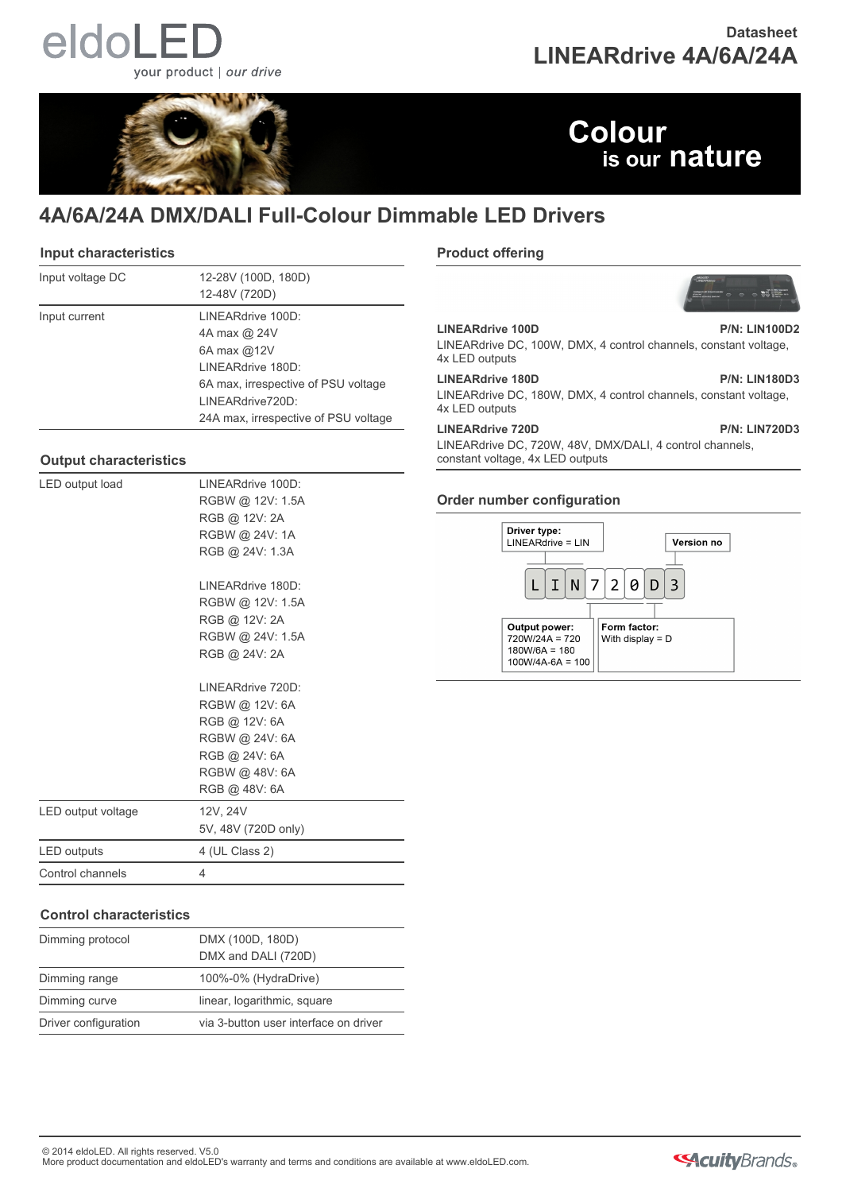eldoLED

your product | *our drive*

Datasheet

# LINEARdrive 4A/6A/24A

Colour is our nature

## 4A/6A/24A DMX/DALI Full-Colour Dimmable LED Drivers

### Input characteristics

| | |
|---|---|
| Input voltage DC | 12-28V (100D, 180D)<br>12-48V (720D) |
| Input current | LINEARdrive 100D:<br>4A max @ 24V<br>6A max @12V<br>LINEARdrive 180D:<br>6A max, irrespective of PSU voltage<br>LINEARdrive720D:<br>24A max, irrespective of PSU voltage |

### Output characteristics

| | |
|---|---|
| LED output load | LINEARdrive 100D:<br>RGBW @ 12V: 1.5A<br>RGB @ 12V: 2A<br>RGBW @ 24V: 1A<br>RGB @ 24V: 1.3A<br><br>LINEARdrive 180D:<br>RGBW @ 12V: 1.5A<br>RGB @ 12V: 2A<br>RGBW @ 24V: 1.5A<br>RGB @ 24V: 2A<br><br>LINEARdrive 720D:<br>RGBW @ 12V: 6A<br>RGB @ 12V: 6A<br>RGBW @ 24V: 6A<br>RGB @ 24V: 6A<br>RGBW @ 48V: 6A<br>RGB @ 48V: 6A |
| LED output voltage | 12V, 24V<br>5V, 48V (720D only) |
| LED outputs | 4 (UL Class 2) |
| Control channels | 4 |

### Control characteristics

| | |
|---|---|
| Dimming protocol | DMX (100D, 180D)<br>DMX and DALI (720D) |
| Dimming range | 100%-0% (HydraDrive) |
| Dimming curve | linear, logarithmic, square |
| Driver configuration | via 3-button user interface on driver |

### Product offering

**LINEARdrive 100D** **P/N: LIN100D2**
LINEARdrive DC, 100W, DMX, 4 control channels, constant voltage, 4x LED outputs

**LINEARdrive 180D** **P/N: LIN180D3**
LINEARdrive DC, 180W, DMX, 4 control channels, constant voltage, 4x LED outputs

**LINEARdrive 720D** **P/N: LIN720D3**
LINEARdrive DC, 720W, 48V, DMX/DALI, 4 control channels, constant voltage, 4x LED outputs

### Order number configuration

L I N 7 2 0 D 3

- **Driver type:** LINEARdrive = LIN
- **Output power:** 720W/24A = 720, 180W/6A = 180, 100W/4A-6A = 100
- **Form factor:** With display = D
- **Version no**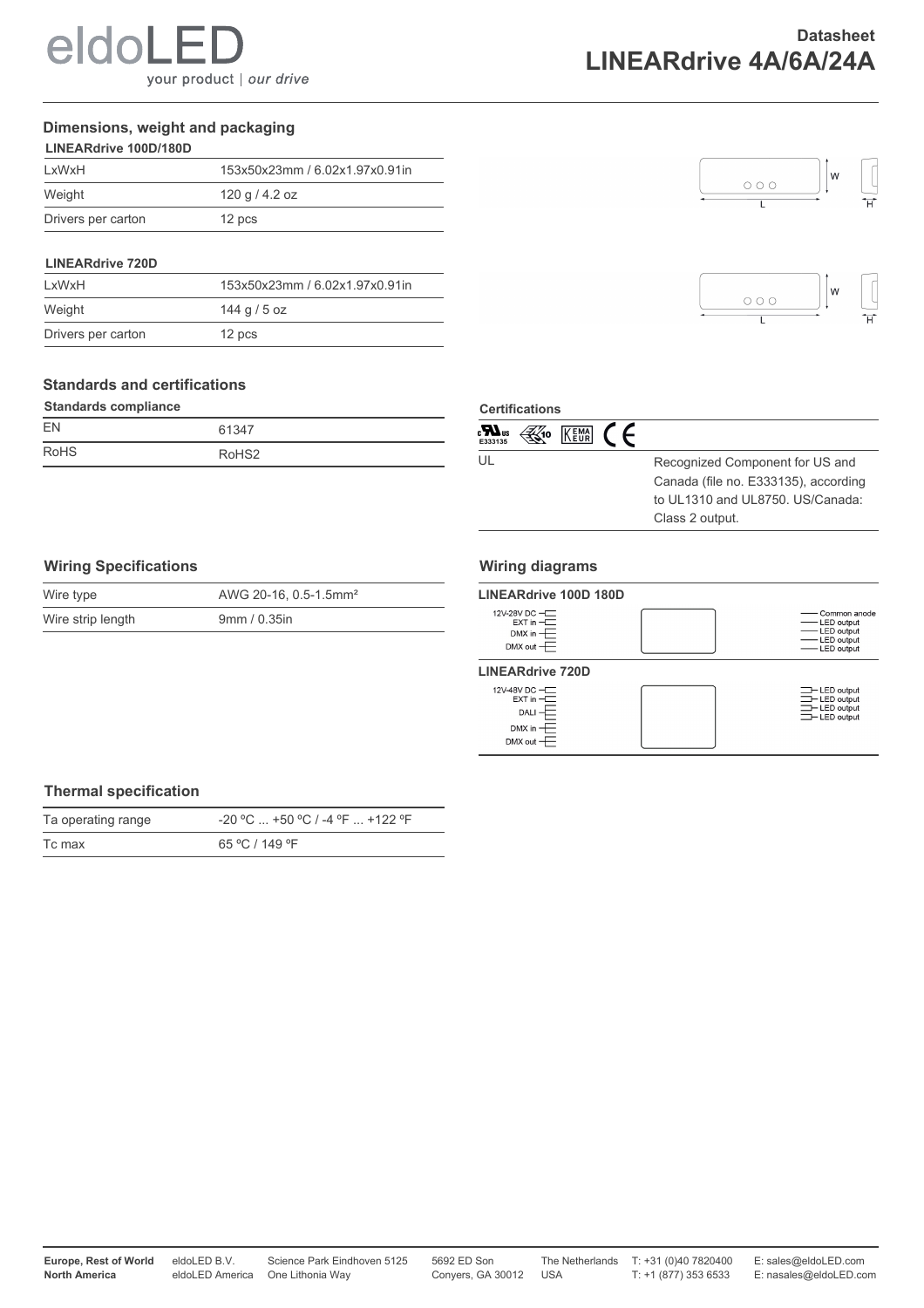## Dimensions, weight and packaging

**LINEARdrive 100D/180D**

| | |
|---|---|
| LxWxH | 153x50x23mm / 6.02x1.97x0.91in |
| Weight | 120 g / 4.2 oz |
| Drivers per carton | 12 pcs |

W

L

H

**LINEARdrive 720D**

| | |
|---|---|
| LxWxH | 153x50x23mm / 6.02x1.97x0.91in |
| Weight | 144 g / 5 oz |
| Drivers per carton | 12 pcs |

W

L

H

## Standards and certifications

**Standards compliance**

| | |
|---|---|
| EN | 61347 |
| RoHS | RoHS2 |

**Certifications**

E333135

| | |
|---|---|
| UL | Recognized Component for US and Canada (file no. E333135), according to UL1310 and UL8750. US/Canada: Class 2 output. |

## Wiring Specifications

| | |
|---|---|
| Wire type | AWG 20-16, 0.5-1.5mm² |
| Wire strip length | 9mm / 0.35in |

## Wiring diagrams

**LINEARdrive 100D 180D**

12V-28V DC
EXT in
DMX in
DMX out

Common anode
LED output
LED output
LED output
LED output

**LINEARdrive 720D**

12V-48V DC
EXT in
DALI
DMX in
DMX out

LED output
LED output
LED output
LED output

## Thermal specification

| | |
|---|---|
| Ta operating range | -20 ºC ... +50 ºC / -4 ºF ... +122 ºF |
| Tc max | 65 ºC / 149 ºF |

| | | | | | | |
|---|---|---|---|---|---|---|
| **Europe, Rest of World** | eldoLED B.V. | Science Park Eindhoven 5125 | 5692 ED Son | The Netherlands | T: +31 (0)40 7820400 | E: sales@eldoLED.com |
| **North America** | eldoLED America | One Lithonia Way | Conyers, GA 30012 | USA | T: +1 (877) 353 6533 | E: nasales@eldoLED.com |